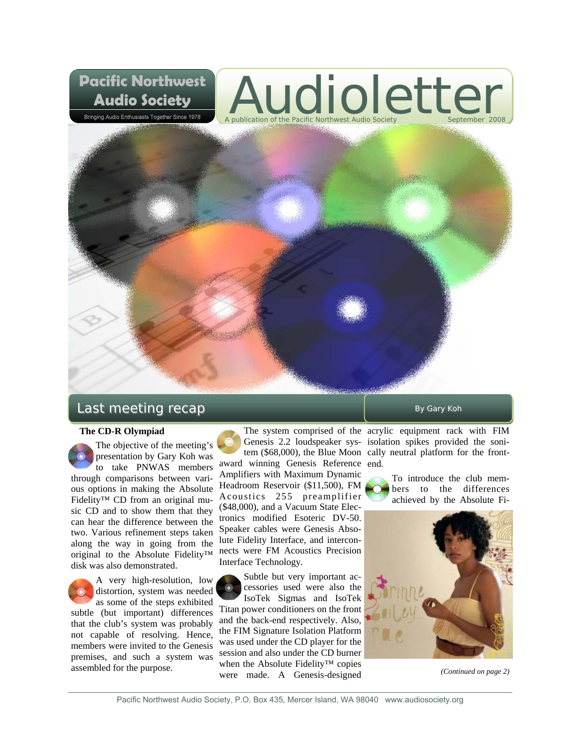# Pacific Northwest Audio Society

Bringing Audio Enthusiasts Together Since 1978

# Audioletter

A publication of the Pacific Northwest Audio Society — September 2008

## Last meeting recap

By Gary Koh

### The CD-R Olympiad

The objective of the meeting's presentation by Gary Koh was to take PNWAS members through comparisons between various options in making the Absolute Fidelity™ CD from an original music CD and to show them that they can hear the difference between the two. Various refinement steps taken along the way in going from the original to the Absolute Fidelity™ disk was also demonstrated.

A very high-resolution, low distortion, system was needed as some of the steps exhibited subtle (but important) differences that the club's system was probably not capable of resolving. Hence, members were invited to the Genesis premises, and such a system was assembled for the purpose.

The system comprised of the Genesis 2.2 loudspeaker system ($68,000), the Blue Moon award winning Genesis Reference Amplifiers with Maximum Dynamic Headroom Reservoir ($11,500), FM Acoustics 255 preamplifier ($48,000), and a Vacuum State Electronics modified Esoteric DV-50. Speaker cables were Genesis Absolute Fidelity Interface, and interconnects were FM Acoustics Precision Interface Technology.

Subtle but very important accessories used were also the IsoTek Sigmas and IsoTek Titan power conditioners on the front and the back-end respectively. Also, the FIM Signature Isolation Platform was used under the CD player for the session and also under the CD burner when the Absolute Fidelity™ copies were made. A Genesis-designed acrylic equipment rack with FIM isolation spikes provided the sonically neutral platform for the front-end.

To introduce the club members to the differences achieved by the Absolute Fi-

*(Continued on page 2)*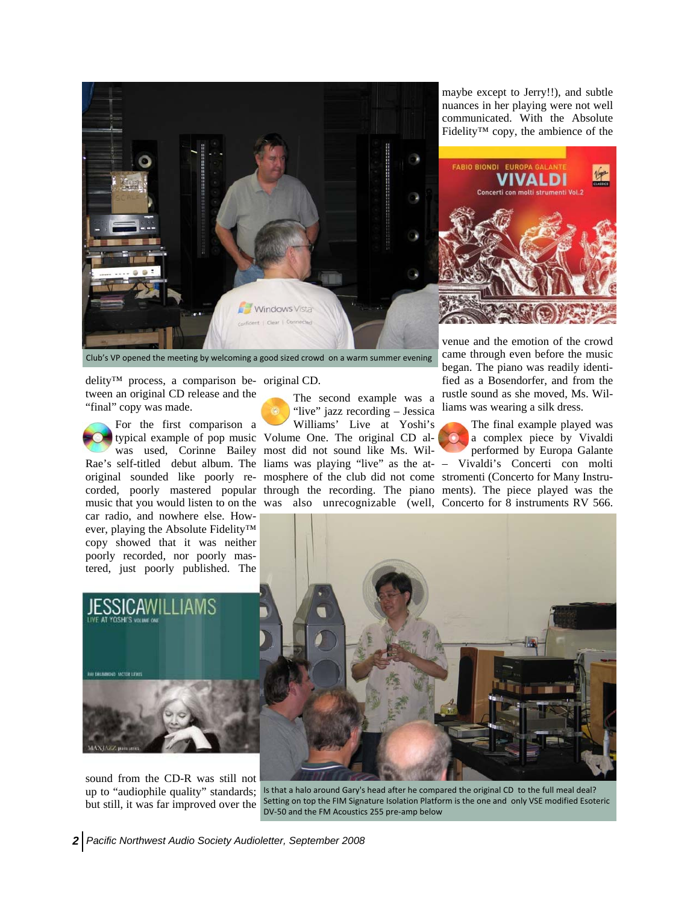Club's VP opened the meeting by welcoming a good sized crowd on a warm summer evening

delity™ process, a comparison between an original CD release and the "final" copy was made.

For the first comparison a typical example of pop music was used, Corinne Bailey Rae's self-titled debut album. The original sounded like poorly recorded, poorly mastered popular music that you would listen to on the car radio, and nowhere else. However, playing the Absolute Fidelity™ copy showed that it was neither poorly recorded, nor poorly mastered, just poorly published. The sound from the CD-R was still not up to "audiophile quality" standards; but still, it was far improved over the original CD.

The second example was a "live" jazz recording – Jessica Williams' Live at Yoshi's Volume One. The original CD almost did not sound like Ms. Williams was playing "live" as the atmosphere of the club did not come through the recording. The piano was also unrecognizable (well, maybe except to Jerry!!), and subtle nuances in her playing were not well communicated. With the Absolute Fidelity™ copy, the ambience of the venue and the emotion of the crowd came through even before the music began. The piano was readily identified as a Bosendorfer, and from the rustle sound as she moved, Ms. Williams was wearing a silk dress.

The final example played was a complex piece by Vivaldi performed by Europa Galante – Vivaldi's Concerti con molti stromenti (Concerto for Many Instruments). The piece played was the Concerto for 8 instruments RV 566.

Is that a halo around Gary's head after he compared the original CD to the full meal deal? Setting on top the FIM Signature Isolation Platform is the one and only VSE modified Esoteric DV-50 and the FM Acoustics 255 pre-amp below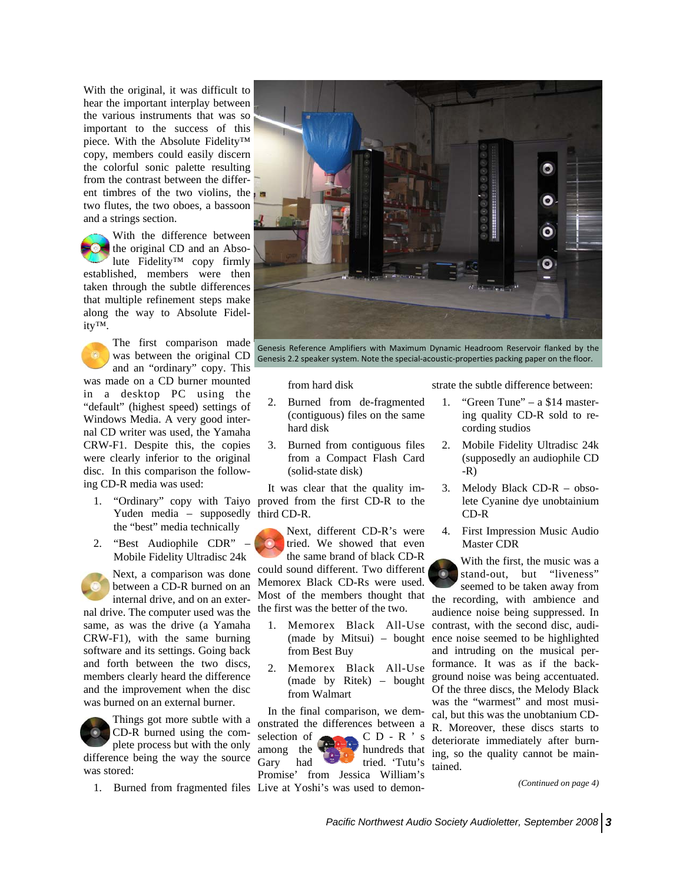With the original, it was difficult to hear the important interplay between the various instruments that was so important to the success of this piece. With the Absolute Fidelity™ copy, members could easily discern the colorful sonic palette resulting from the contrast between the different timbres of the two violins, the two flutes, the two oboes, a bassoon and a strings section.

With the difference between the original CD and an Absolute Fidelity™ copy firmly established, members were then taken through the subtle differences that multiple refinement steps make along the way to Absolute Fidelity™.

The first comparison made was between the original CD and an "ordinary" copy. This was made on a CD burner mounted in a desktop PC using the "default" (highest speed) settings of Windows Media. A very good internal CD writer was used, the Yamaha CRW-F1. Despite this, the copies were clearly inferior to the original disc. In this comparison the following CD-R media was used:

1. "Ordinary" copy with Taiyo Yuden media – supposedly the "best" media technically
2. "Best Audiophile CDR" – Mobile Fidelity Ultradisc 24k

Next, a comparison was done between a CD-R burned on an internal drive, and on an external drive. The computer used was the same, as was the drive (a Yamaha CRW-F1), with the same burning software and its settings. Going back and forth between the two discs, members clearly heard the difference and the improvement when the disc was burned on an external burner.

Things got more subtle with a CD-R burned using the complete process but with the only difference being the way the source was stored:

1. Burned from fragmented files from hard disk
2. Burned from de-fragmented (contiguous) files on the same hard disk
3. Burned from contiguous files from a Compact Flash Card (solid-state disk)

It was clear that the quality improved from the first CD-R to the third CD-R.

Next, different CD-R's were tried. We showed that even the same brand of black CD-R could sound different. Two different Memorex Black CD-Rs were used. Most of the members thought that the first was the better of the two.

1. Memorex Black All-Use (made by Mitsui) – bought from Best Buy
2. Memorex Black All-Use (made by Ritek) – bought from Walmart

In the final comparison, we demonstrated the differences between a selection of CD-R's among the hundreds that Gary had tried. 'Tutu's Promise' from Jessica William's Live at Yoshi's was used to demonstrate the subtle difference between:

1. "Green Tune" – a $14 mastering quality CD-R sold to recording studios
2. Mobile Fidelity Ultradisc 24k (supposedly an audiophile CD-R)
3. Melody Black CD-R – obsolete Cyanine dye unobtainium CD-R
4. First Impression Music Audio Master CDR

With the first, the music was a stand-out, but "liveness" seemed to be taken away from the recording, with ambience and audience noise being suppressed. In contrast, with the second disc, audience noise seemed to be highlighted and intruding on the musical performance. It was as if the background noise was being accentuated. Of the three discs, the Melody Black was the "warmest" and most musical, but this was the unobtanium CD-R. Moreover, these discs starts to deteriorate immediately after burning, so the quality cannot be maintained.

Genesis Reference Amplifiers with Maximum Dynamic Headroom Reservoir flanked by the Genesis 2.2 speaker system. Note the special-acoustic-properties packing paper on the floor.

*(Continued on page 4)*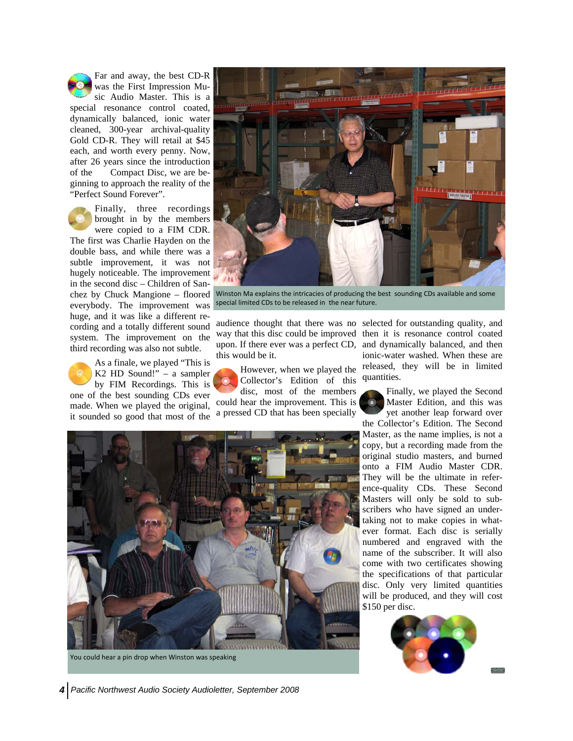Far and away, the best CD-R was the First Impression Music Audio Master. This is a special resonance control coated, dynamically balanced, ionic water cleaned, 300-year archival-quality Gold CD-R. They will retail at $45 each, and worth every penny. Now, after 26 years since the introduction of the Compact Disc, we are beginning to approach the reality of the "Perfect Sound Forever".

Finally, three recordings brought in by the members were copied to a FIM CDR. The first was Charlie Hayden on the double bass, and while there was a subtle improvement, it was not hugely noticeable. The improvement in the second disc – Children of Sanchez by Chuck Mangione – floored everybody. The improvement was huge, and it was like a different recording and a totally different sound system. The improvement on the third recording was also not subtle.

As a finale, we played "This is K2 HD Sound!" – a sampler by FIM Recordings. This is one of the best sounding CDs ever made. When we played the original, it sounded so good that most of the audience thought that there was no way that this disc could be improved upon. If there ever was a perfect CD, this would be it.

Winston Ma explains the intricacies of producing the best sounding CDs available and some special limited CDs to be released in the near future.

However, when we played the Collector's Edition of this disc, most of the members could hear the improvement. This is a pressed CD that has been specially selected for outstanding quality, and then it is resonance control coated and dynamically balanced, and then ionic-water washed. When these are released, they will be in limited quantities.

Finally, we played the Second Master Edition, and this was yet another leap forward over the Collector's Edition. The Second Master, as the name implies, is not a copy, but a recording made from the original studio masters, and burned onto a FIM Audio Master CDR. They will be the ultimate in reference-quality CDs. These Second Masters will only be sold to subscribers who have signed an undertaking not to make copies in whatever format. Each disc is serially numbered and engraved with the name of the subscriber. It will also come with two certificates showing the specifications of that particular disc. Only very limited quantities will be produced, and they will cost $150 per disc.

You could hear a pin drop when Winston was speaking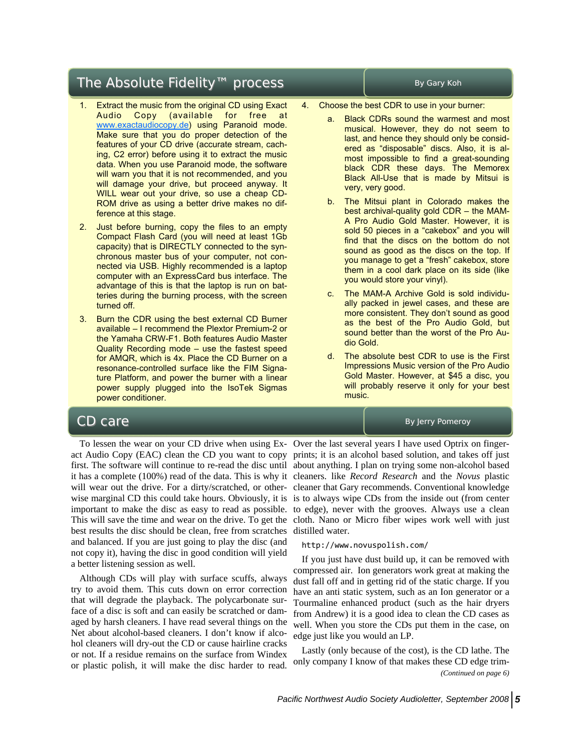## The Absolute Fidelity™ process

By Gary Koh

1. Extract the music from the original CD using Exact Audio Copy (available for free at www.exactaudiocopy.de) using Paranoid mode. Make sure that you do proper detection of the features of your CD drive (accurate stream, caching, C2 error) before using it to extract the music data. When you use Paranoid mode, the software will warn you that it is not recommended, and you will damage your drive, but proceed anyway. It WILL wear out your drive, so use a cheap CD-ROM drive as using a better drive makes no difference at this stage.
2. Just before burning, copy the files to an empty Compact Flash Card (you will need at least 1Gb capacity) that is DIRECTLY connected to the synchronous master bus of your computer, not connected via USB. Highly recommended is a laptop computer with an ExpressCard bus interface. The advantage of this is that the laptop is run on batteries during the burning process, with the screen turned off.
3. Burn the CDR using the best external CD Burner available – I recommend the Plextor Premium-2 or the Yamaha CRW-F1. Both features Audio Master Quality Recording mode – use the fastest speed for AMQR, which is 4x. Place the CD Burner on a resonance-controlled surface like the FIM Signature Platform, and power the burner with a linear power supply plugged into the IsoTek Sigmas power conditioner.
4. Choose the best CDR to use in your burner:
   a. Black CDRs sound the warmest and most musical. However, they do not seem to last, and hence they should only be considered as “disposable” discs. Also, it is almost impossible to find a great-sounding black CDR these days. The Memorex Black All-Use that is made by Mitsui is very, very good.
   b. The Mitsui plant in Colorado makes the best archival-quality gold CDR – the MAM-A Pro Audio Gold Master. However, it is sold 50 pieces in a “cakebox” and you will find that the discs on the bottom do not sound as good as the discs on the top. If you manage to get a “fresh” cakebox, store them in a cool dark place on its side (like you would store your vinyl).
   c. The MAM-A Archive Gold is sold individually packed in jewel cases, and these are more consistent. They don’t sound as good as the best of the Pro Audio Gold, but sound better than the worst of the Pro Audio Gold.
   d. The absolute best CDR to use is the First Impressions Music version of the Pro Audio Gold Master. However, at $45 a disc, you will probably reserve it only for your best music.

## CD care

By Jerry Pomeroy

To lessen the wear on your CD drive when using Exact Audio Copy (EAC) clean the CD you want to copy first. The software will continue to re-read the disc until it has a complete (100%) read of the data. This is why it will wear out the drive. For a dirty/scratched, or otherwise marginal CD this could take hours. Obviously, it is important to make the disc as easy to read as possible. This will save the time and wear on the drive. To get the best results the disc should be clean, free from scratches and balanced. If you are just going to play the disc (and not copy it), having the disc in good condition will yield a better listening session as well.

Although CDs will play with surface scuffs, always try to avoid them. This cuts down on error correction that will degrade the playback. The polycarbonate surface of a disc is soft and can easily be scratched or damaged by harsh cleaners. I have read several things on the Net about alcohol-based cleaners. I don’t know if alcohol cleaners will dry-out the CD or cause hairline cracks or not. If a residue remains on the surface from Windex or plastic polish, it will make the disc harder to read. Over the last several years I have used Optrix on fingerprints; it is an alcohol based solution, and takes off just about anything. I plan on trying some non-alcohol based cleaners. like *Record Research* and the *Novus* plastic cleaner that Gary recommends. Conventional knowledge is to always wipe CDs from the inside out (from center to edge), never with the grooves. Always use a clean cloth. Nano or Micro fiber wipes work well with just distilled water.

http://www.novuspolish.com/

If you just have dust build up, it can be removed with compressed air. Ion generators work great at making the dust fall off and in getting rid of the static charge. If you have an anti static system, such as an Ion generator or a Tourmaline enhanced product (such as the hair dryers from Andrew) it is a good idea to clean the CD cases as well. When you store the CDs put them in the case, on edge just like you would an LP.

Lastly (only because of the cost), is the CD lathe. The only company I know of that makes these CD edge trim-

*(Continued on page 6)*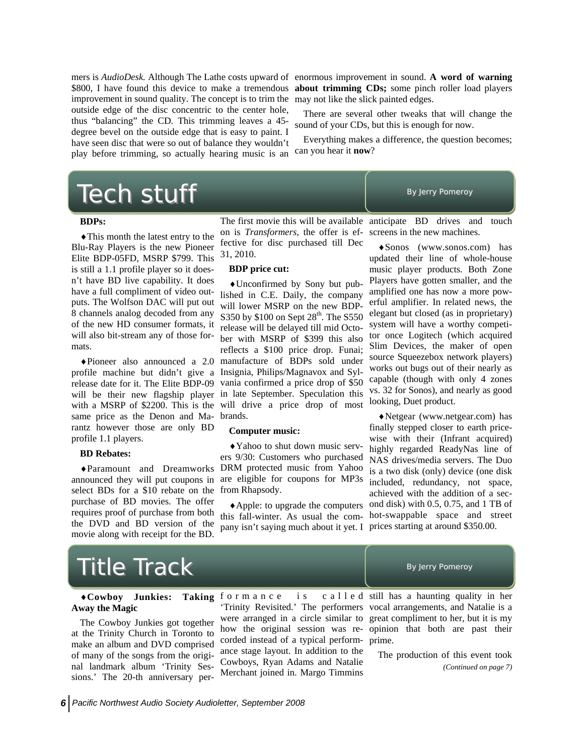mers is *AudioDesk.* Although The Lathe costs upward of $800, I have found this device to make a tremendous improvement in sound quality. The concept is to trim the outside edge of the disc concentric to the center hole, thus "balancing" the CD. This trimming leaves a 45-degree bevel on the outside edge that is easy to paint. I have seen disc that were so out of balance they wouldn't play before trimming, so actually hearing music is an enormous improvement in sound. **A word of warning about trimming CDs;** some pinch roller load players may not like the slick painted edges.

There are several other tweaks that will change the sound of your CDs, but this is enough for now.

Everything makes a difference, the question becomes; can you hear it **now**?

# Tech stuff

By Jerry Pomeroy

**BDPs:**

♦This month the latest entry to the Blu-Ray Players is the new Pioneer Elite BDP-05FD, MSRP $799. This is still a 1.1 profile player so it doesn't have BD live capability. It does have a full compliment of video outputs. The Wolfson DAC will put out 8 channels analog decoded from any of the new HD consumer formats, it will also bit-stream any of those formats.

♦Pioneer also announced a 2.0 profile machine but didn't give a release date for it. The Elite BDP-09 will be their new flagship player with a MSRP of $2200. This is the same price as the Denon and Marantz however those are only BD profile 1.1 players.

**BD Rebates:**

♦Paramount and Dreamworks announced they will put coupons in select BDs for a $10 rebate on the purchase of BD movies. The offer requires proof of purchase from both the DVD and BD version of the movie along with receipt for the BD. The first movie this will be available on is *Transformers*, the offer is effective for disc purchased till Dec 31, 2010.

**BDP price cut:**

♦Unconfirmed by Sony but published in C.E. Daily, the company will lower MSRP on the new BDP-S350 by $100 on Sept 28th. The S550 release will be delayed till mid October with MSRP of $399 this also reflects a $100 price drop. Funai; manufacture of BDPs sold under Insignia, Philips/Magnavox and Sylvania confirmed a price drop of $50 in late September. Speculation this will drive a price drop of most brands.

**Computer music:**

♦Yahoo to shut down music servers 9/30: Customers who purchased DRM protected music from Yahoo are eligible for coupons for MP3s from Rhapsody.

♦Apple: to upgrade the computers this fall-winter. As usual the company isn't saying much about it yet. I anticipate BD drives and touch screens in the new machines.

♦Sonos (www.sonos.com) has updated their line of whole-house music player products. Both Zone Players have gotten smaller, and the amplified one has now a more powerful amplifier. In related news, the elegant but closed (as in proprietary) system will have a worthy competitor once Logitech (which acquired Slim Devices, the maker of open source Squeezebox network players) works out bugs out of their nearly as capable (though with only 4 zones vs. 32 for Sonos), and nearly as good looking, Duet product.

♦Netgear (www.netgear.com) has finally stepped closer to earth price-wise with their (Infrant acquired) highly regarded ReadyNas line of NAS drives/media servers. The Duo is a two disk (only) device (one disk included, redundancy, not space, achieved with the addition of a second disk) with 0.5, 0.75, and 1 TB of hot-swappable space and street prices starting at around $350.00.

# Title Track

By Jerry Pomeroy

♦**Cowboy Junkies: Taking Away the Magic**

The Cowboy Junkies got together at the Trinity Church in Toronto to make an album and DVD comprised of many of the songs from the original landmark album 'Trinity Sessions.' The 20-th anniversary performance is called 'Trinity Revisited.' The performers were arranged in a circle similar to how the original session was recorded instead of a typical performance stage layout. In addition to the Cowboys, Ryan Adams and Natalie Merchant joined in. Margo Timmins still has a haunting quality in her vocal arrangements, and Natalie is a great compliment to her, but it is my opinion that both are past their prime.

The production of this event took

*(Continued on page 7)*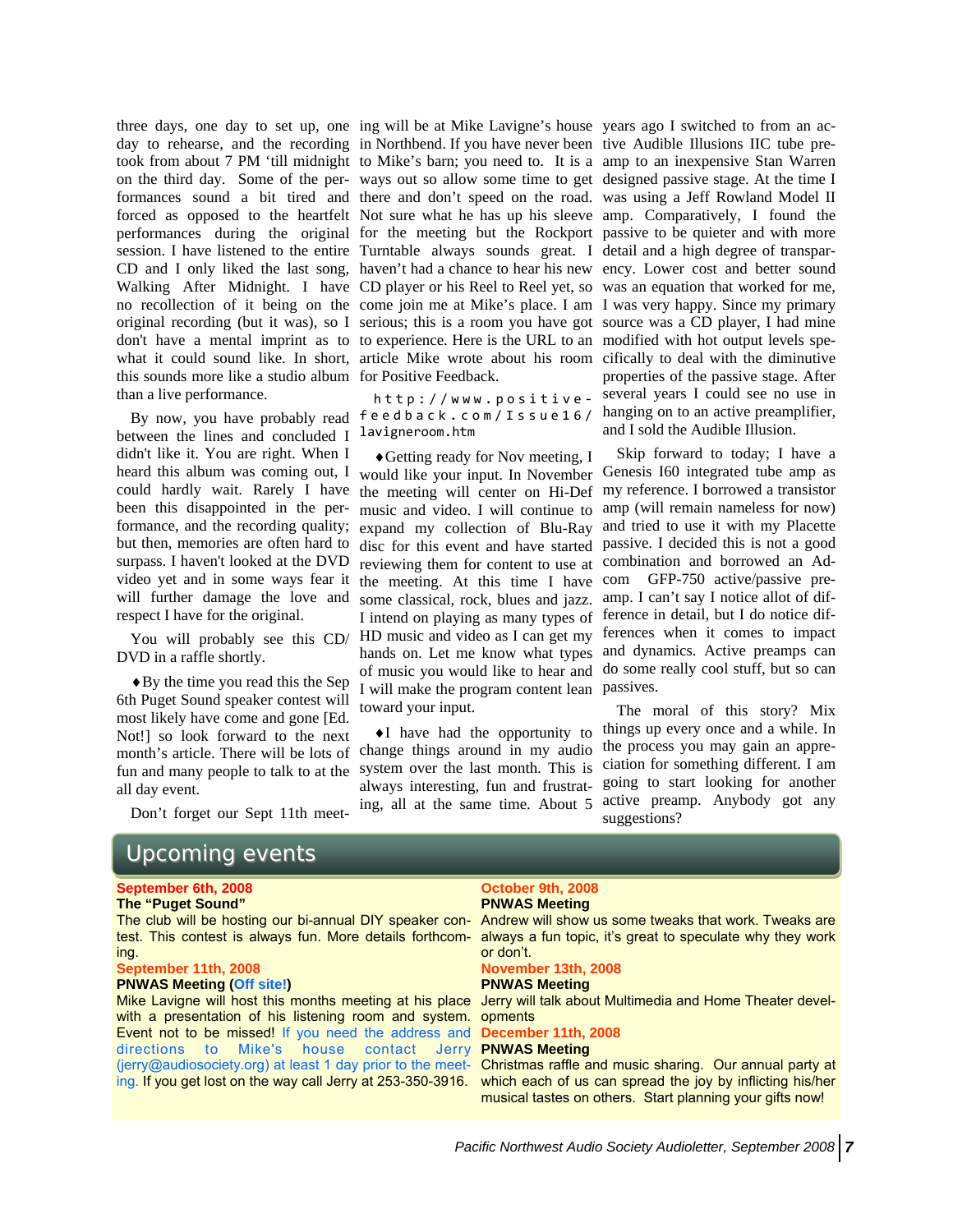three days, one day to set up, one day to rehearse, and the recording took from about 7 PM 'till midnight on the third day. Some of the performances sound a bit tired and forced as opposed to the heartfelt performances during the original session. I have listened to the entire CD and I only liked the last song, Walking After Midnight. I have no recollection of it being on the original recording (but it was), so I don't have a mental imprint as to what it could sound like. In short, this sounds more like a studio album than a live performance.

By now, you have probably read between the lines and concluded I didn't like it. You are right. When I heard this album was coming out, I could hardly wait. Rarely I have been this disappointed in the performance, and the recording quality; but then, memories are often hard to surpass. I haven't looked at the DVD video yet and in some ways fear it will further damage the love and respect I have for the original.

You will probably see this CD/DVD in a raffle shortly.

♦By the time you read this the Sep 6th Puget Sound speaker contest will most likely have come and gone [Ed. Not!] so look forward to the next month's article. There will be lots of fun and many people to talk to at the all day event.

Don't forget our Sept 11th meeting will be at Mike Lavigne's house in Northbend. If you have never been to Mike's barn; you need to. It is a ways out so allow some time to get there and don't speed on the road. Not sure what he has up his sleeve for the meeting but the Rockport Turntable always sounds great. I haven't had a chance to hear his new CD player or his Reel to Reel yet, so come join me at Mike's place. I am serious; this is a room you have got to experience. Here is the URL to an article Mike wrote about his room for Positive Feedback.

http://www.positive-feedback.com/Issue16/lavigneroom.htm

♦Getting ready for Nov meeting, I would like your input. In November the meeting will center on Hi-Def music and video. I will continue to expand my collection of Blu-Ray disc for this event and have started reviewing them for content to use at the meeting. At this time I have some classical, rock, blues and jazz. I intend on playing as many types of HD music and video as I can get my hands on. Let me know what types of music you would like to hear and I will make the program content lean toward your input.

♦I have had the opportunity to change things around in my audio system over the last month. This is always interesting, fun and frustrating, all at the same time. About 5 years ago I switched to from an active Audible Illusions IIC tube preamp to an inexpensive Stan Warren designed passive stage. At the time I was using a Jeff Rowland Model II amp. Comparatively, I found the passive to be quieter and with more detail and a high degree of transparency. Lower cost and better sound was an equation that worked for me, I was very happy. Since my primary source was a CD player, I had mine modified with hot output levels specifically to deal with the diminutive properties of the passive stage. After several years I could see no use in hanging on to an active preamplifier, and I sold the Audible Illusion.

Skip forward to today; I have a Genesis I60 integrated tube amp as my reference. I borrowed a transistor amp (will remain nameless for now) and tried to use it with my Placette passive. I decided this is not a good combination and borrowed an Adcom GFP-750 active/passive preamp. I can't say I notice allot of difference in detail, but I do notice differences when it comes to impact and dynamics. Active preamps can do some really cool stuff, but so can passives.

The moral of this story? Mix things up every once and a while. In the process you may gain an appreciation for something different. I am going to start looking for another active preamp. Anybody got any suggestions?

## Upcoming events

**September 6th, 2008**
**The "Puget Sound"**
The club will be hosting our bi-annual DIY speaker contest. This contest is always fun. More details forthcoming.

**September 11th, 2008**
**PNWAS Meeting (Off site!)**
Mike Lavigne will host this months meeting at his place with a presentation of his listening room and system. Event not to be missed! If you need the address and directions to Mike's house contact Jerry (jerry@audiosociety.org) at least 1 day prior to the meeting. If you get lost on the way call Jerry at 253-350-3916.

**October 9th, 2008**
**PNWAS Meeting**
Andrew will show us some tweaks that work. Tweaks are always a fun topic, it's great to speculate why they work or don't.

**November 13th, 2008**
**PNWAS Meeting**
Jerry will talk about Multimedia and Home Theater developments

**December 11th, 2008**
**PNWAS Meeting**
Christmas raffle and music sharing. Our annual party at which each of us can spread the joy by inflicting his/her musical tastes on others. Start planning your gifts now!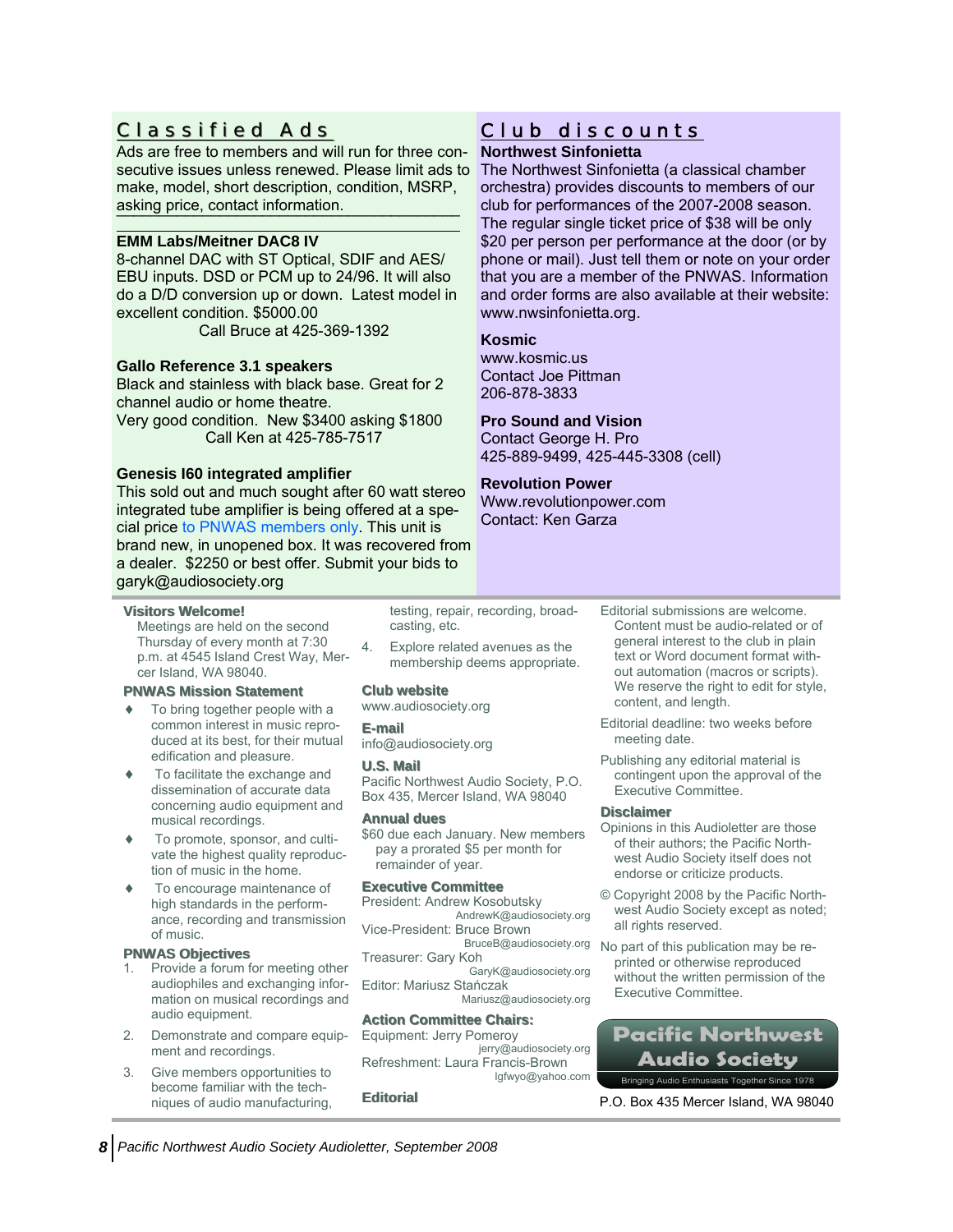## Classified Ads

Ads are free to members and will run for three consecutive issues unless renewed. Please limit ads to make, model, short description, condition, MSRP, asking price, contact information.

---

**EMM Labs/Meitner DAC8 IV**

8-channel DAC with ST Optical, SDIF and AES/EBU inputs. DSD or PCM up to 24/96. It will also do a D/D conversion up or down. Latest model in excellent condition. $5000.00

Call Bruce at 425-369-1392

**Gallo Reference 3.1 speakers**

Black and stainless with black base. Great for 2 channel audio or home theatre.

Very good condition. New $3400 asking $1800

Call Ken at 425-785-7517

**Genesis I60 integrated amplifier**

This sold out and much sought after 60 watt stereo integrated tube amplifier is being offered at a special price to PNWAS members only. This unit is brand new, in unopened box. It was recovered from a dealer. $2250 or best offer. Submit your bids to garyk@audiosociety.org

## Club discounts

**Northwest Sinfonietta**

The Northwest Sinfonietta (a classical chamber orchestra) provides discounts to members of our club for performances of the 2007-2008 season. The regular single ticket price of $38 will be only $20 per person per performance at the door (or by phone or mail). Just tell them or note on your order that you are a member of the PNWAS. Information and order forms are also available at their website: www.nwsinfonietta.org.

**Kosmic**

www.kosmic.us

Contact Joe Pittman

206-878-3833

**Pro Sound and Vision**

Contact George H. Pro

425-889-9499, 425-445-3308 (cell)

**Revolution Power**

Www.revolutionpower.com

Contact: Ken Garza

---

### Visitors Welcome!

Meetings are held on the second Thursday of every month at 7:30 p.m. at 4545 Island Crest Way, Mercer Island, WA 98040.

### PNWAS Mission Statement

- To bring together people with a common interest in music reproduced at its best, for their mutual edification and pleasure.
- To facilitate the exchange and dissemination of accurate data concerning audio equipment and musical recordings.
- To promote, sponsor, and cultivate the highest quality reproduction of music in the home.
- To encourage maintenance of high standards in the performance, recording and transmission of music.

### PNWAS Objectives

1. Provide a forum for meeting other audiophiles and exchanging information on musical recordings and audio equipment.
2. Demonstrate and compare equipment and recordings.
3. Give members opportunities to become familiar with the techniques of audio manufacturing, testing, repair, recording, broadcasting, etc.
4. Explore related avenues as the membership deems appropriate.

### Club website

www.audiosociety.org

### E-mail

info@audiosociety.org

### U.S. Mail

Pacific Northwest Audio Society, P.O. Box 435, Mercer Island, WA 98040

### Annual dues

$60 due each January. New members pay a prorated $5 per month for remainder of year.

### Executive Committee

President: Andrew Kosobutsky
AndrewK@audiosociety.org

Vice-President: Bruce Brown
BruceB@audiosociety.org

Treasurer: Gary Koh
GaryK@audiosociety.org

Editor: Mariusz Stańczak
Mariusz@audiosociety.org

### Action Committee Chairs:

Equipment: Jerry Pomeroy
jerry@audiosociety.org

Refreshment: Laura Francis-Brown
lgfwyo@yahoo.com

### Editorial

Editorial submissions are welcome. Content must be audio-related or of general interest to the club in plain text or Word document format without automation (macros or scripts). We reserve the right to edit for style, content, and length.

Editorial deadline: two weeks before meeting date.

Publishing any editorial material is contingent upon the approval of the Executive Committee.

### Disclaimer

Opinions in this Audioletter are those of their authors; the Pacific Northwest Audio Society itself does not endorse or criticize products.

© Copyright 2008 by the Pacific Northwest Audio Society except as noted; all rights reserved.

No part of this publication may be reprinted or otherwise reproduced without the written permission of the Executive Committee.

**Pacific Northwest Audio Society**

Bringing Audio Enthusiasts Together Since 1978

P.O. Box 435 Mercer Island, WA 98040